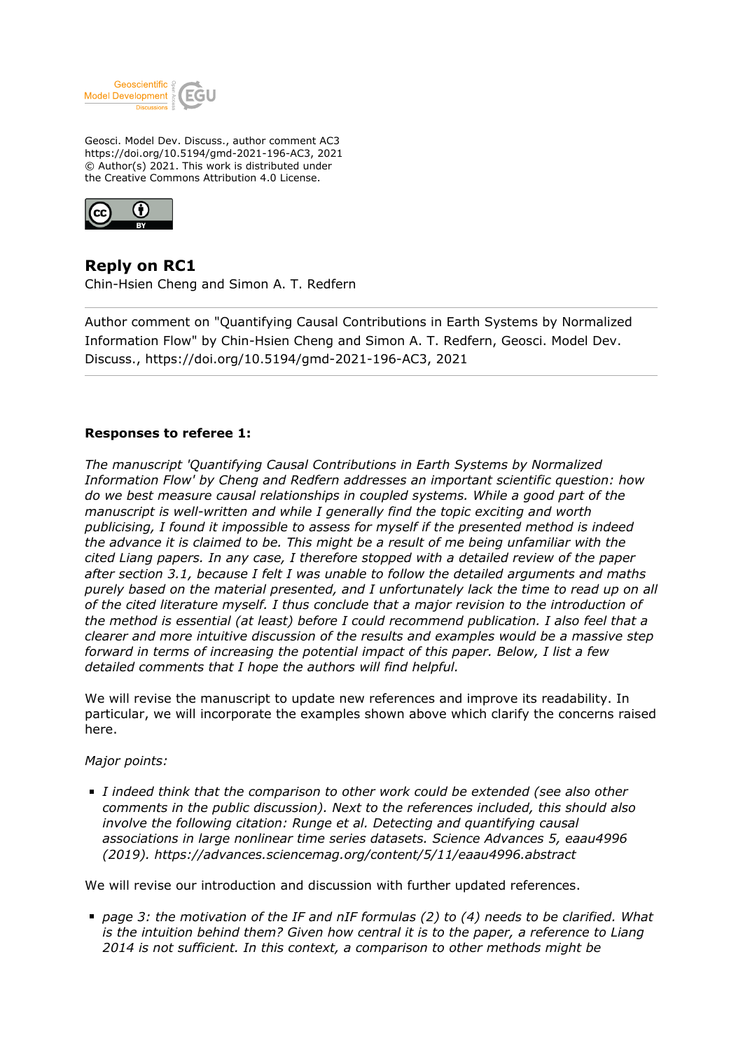Geosci. Model Dev. Discuss., author comment AC3
https://doi.org/10.5194/gmd-2021-196-AC3, 2021
© Author(s) 2021. This work is distributed under
the Creative Commons Attribution 4.0 License.

## Reply on RC1

Chin-Hsien Cheng and Simon A. T. Redfern

---

Author comment on "Quantifying Causal Contributions in Earth Systems by Normalized Information Flow" by Chin-Hsien Cheng and Simon A. T. Redfern, Geosci. Model Dev. Discuss., https://doi.org/10.5194/gmd-2021-196-AC3, 2021

---

**Responses to referee 1:**

*The manuscript 'Quantifying Causal Contributions in Earth Systems by Normalized Information Flow' by Cheng and Redfern addresses an important scientific question: how do we best measure causal relationships in coupled systems. While a good part of the manuscript is well-written and while I generally find the topic exciting and worth publicising, I found it impossible to assess for myself if the presented method is indeed the advance it is claimed to be. This might be a result of me being unfamiliar with the cited Liang papers. In any case, I therefore stopped with a detailed review of the paper after section 3.1, because I felt I was unable to follow the detailed arguments and maths purely based on the material presented, and I unfortunately lack the time to read up on all of the cited literature myself. I thus conclude that a major revision to the introduction of the method is essential (at least) before I could recommend publication. I also feel that a clearer and more intuitive discussion of the results and examples would be a massive step forward in terms of increasing the potential impact of this paper. Below, I list a few detailed comments that I hope the authors will find helpful.*

We will revise the manuscript to update new references and improve its readability. In particular, we will incorporate the examples shown above which clarify the concerns raised here.

*Major points:*

- *I indeed think that the comparison to other work could be extended (see also other comments in the public discussion). Next to the references included, this should also involve the following citation: Runge et al. Detecting and quantifying causal associations in large nonlinear time series datasets. Science Advances 5, eaau4996 (2019). https://advances.sciencemag.org/content/5/11/eaau4996.abstract*

We will revise our introduction and discussion with further updated references.

- *page 3: the motivation of the IF and nIF formulas (2) to (4) needs to be clarified. What is the intuition behind them? Given how central it is to the paper, a reference to Liang 2014 is not sufficient. In this context, a comparison to other methods might be*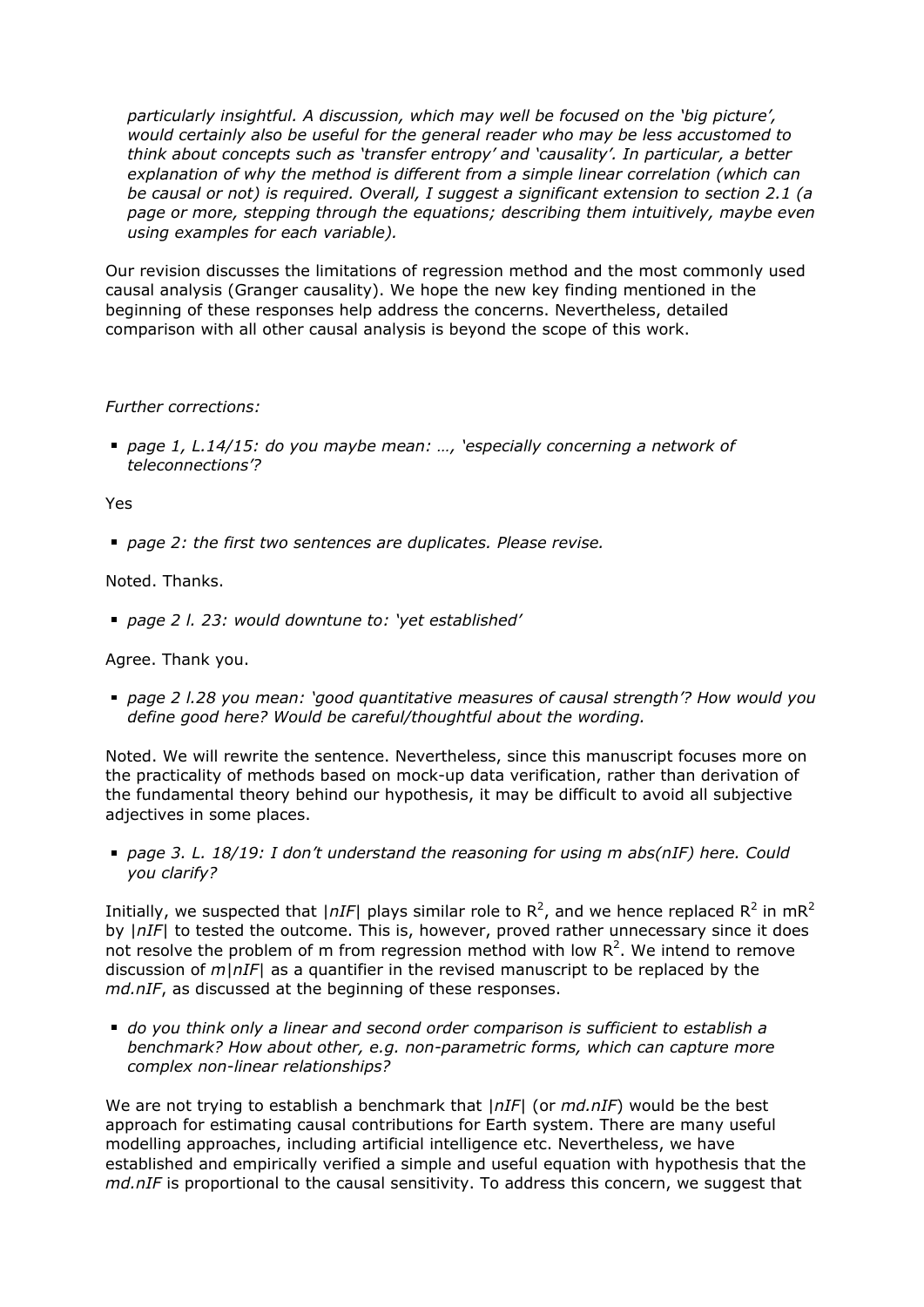*particularly insightful. A discussion, which may well be focused on the 'big picture', would certainly also be useful for the general reader who may be less accustomed to think about concepts such as 'transfer entropy' and 'causality'. In particular, a better explanation of why the method is different from a simple linear correlation (which can be causal or not) is required. Overall, I suggest a significant extension to section 2.1 (a page or more, stepping through the equations; describing them intuitively, maybe even using examples for each variable).*

Our revision discusses the limitations of regression method and the most commonly used causal analysis (Granger causality). We hope the new key finding mentioned in the beginning of these responses help address the concerns. Nevertheless, detailed comparison with all other causal analysis is beyond the scope of this work.

*Further corrections:*

- *page 1, L.14/15: do you maybe mean: …, 'especially concerning a network of teleconnections'?*

Yes

- *page 2: the first two sentences are duplicates. Please revise.*

Noted. Thanks.

- *page 2 l. 23: would downtune to: 'yet established'*

Agree. Thank you.

- *page 2 l.28 you mean: 'good quantitative measures of causal strength'? How would you define good here? Would be careful/thoughtful about the wording.*

Noted. We will rewrite the sentence. Nevertheless, since this manuscript focuses more on the practicality of methods based on mock-up data verification, rather than derivation of the fundamental theory behind our hypothesis, it may be difficult to avoid all subjective adjectives in some places.

- *page 3. L. 18/19: I don't understand the reasoning for using m abs(nIF) here. Could you clarify?*

Initially, we suspected that $|nIF|$ plays similar role to $R^2$, and we hence replaced $R^2$ in $mR^2$ by $|nIF|$ to tested the outcome. This is, however, proved rather unnecessary since it does not resolve the problem of m from regression method with low $R^2$. We intend to remove discussion of $m|nIF|$ as a quantifier in the revised manuscript to be replaced by the *md.nIF*, as discussed at the beginning of these responses.

- *do you think only a linear and second order comparison is sufficient to establish a benchmark? How about other, e.g. non-parametric forms, which can capture more complex non-linear relationships?*

We are not trying to establish a benchmark that $|nIF|$ (or *md.nIF*) would be the best approach for estimating causal contributions for Earth system. There are many useful modelling approaches, including artificial intelligence etc. Nevertheless, we have established and empirically verified a simple and useful equation with hypothesis that the *md.nIF* is proportional to the causal sensitivity. To address this concern, we suggest that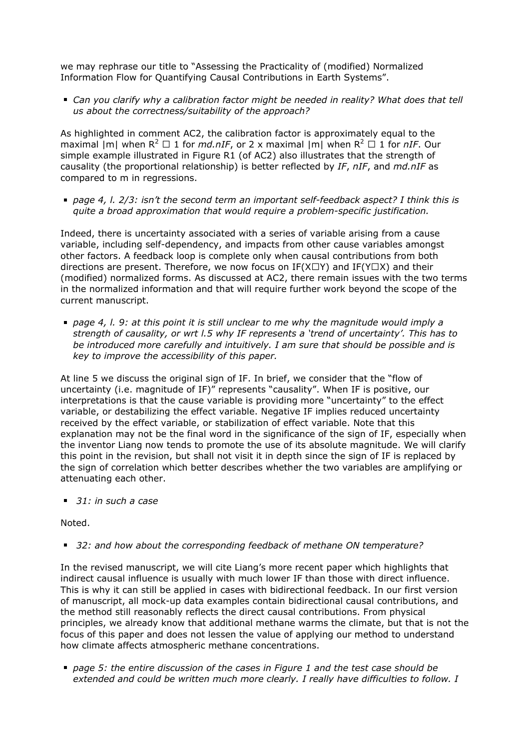we may rephrase our title to "Assessing the Practicality of (modified) Normalized Information Flow for Quantifying Causal Contributions in Earth Systems".

- *Can you clarify why a calibration factor might be needed in reality? What does that tell us about the correctness/suitability of the approach?*

As highlighted in comment AC2, the calibration factor is approximately equal to the maximal |m| when $R^2$ □ 1 for *md.nIF*, or 2 x maximal |m| when $R^2$ □ 1 for *nIF*. Our simple example illustrated in Figure R1 (of AC2) also illustrates that the strength of causality (the proportional relationship) is better reflected by *IF*, *nIF*, and *md.nIF* as compared to m in regressions.

- *page 4, l. 2/3: isn't the second term an important self-feedback aspect? I think this is quite a broad approximation that would require a problem-specific justification.*

Indeed, there is uncertainty associated with a series of variable arising from a cause variable, including self-dependency, and impacts from other cause variables amongst other factors. A feedback loop is complete only when causal contributions from both directions are present. Therefore, we now focus on IF(X□Y) and IF(Y□X) and their (modified) normalized forms. As discussed at AC2, there remain issues with the two terms in the normalized information and that will require further work beyond the scope of the current manuscript.

- *page 4, l. 9: at this point it is still unclear to me why the magnitude would imply a strength of causality, or wrt l.5 why IF represents a 'trend of uncertainty'. This has to be introduced more carefully and intuitively. I am sure that should be possible and is key to improve the accessibility of this paper.*

At line 5 we discuss the original sign of IF. In brief, we consider that the "flow of uncertainty (i.e. magnitude of IF)" represents "causality". When IF is positive, our interpretations is that the cause variable is providing more "uncertainty" to the effect variable, or destabilizing the effect variable. Negative IF implies reduced uncertainty received by the effect variable, or stabilization of effect variable. Note that this explanation may not be the final word in the significance of the sign of IF, especially when the inventor Liang now tends to promote the use of its absolute magnitude. We will clarify this point in the revision, but shall not visit it in depth since the sign of IF is replaced by the sign of correlation which better describes whether the two variables are amplifying or attenuating each other.

- *31: in such a case*

Noted.

- *32: and how about the corresponding feedback of methane ON temperature?*

In the revised manuscript, we will cite Liang's more recent paper which highlights that indirect causal influence is usually with much lower IF than those with direct influence. This is why it can still be applied in cases with bidirectional feedback. In our first version of manuscript, all mock-up data examples contain bidirectional causal contributions, and the method still reasonably reflects the direct causal contributions. From physical principles, we already know that additional methane warms the climate, but that is not the focus of this paper and does not lessen the value of applying our method to understand how climate affects atmospheric methane concentrations.

- *page 5: the entire discussion of the cases in Figure 1 and the test case should be extended and could be written much more clearly. I really have difficulties to follow. I*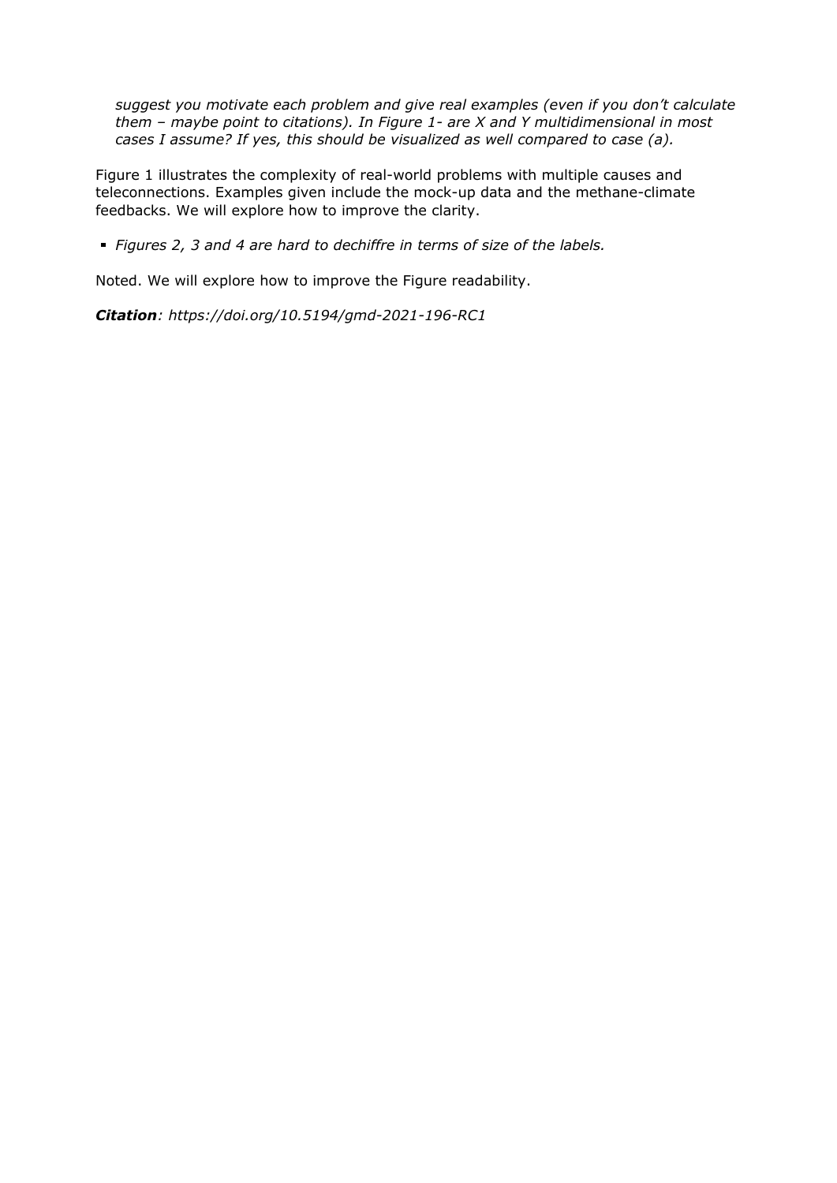*suggest you motivate each problem and give real examples (even if you don't calculate them – maybe point to citations). In Figure 1- are X and Y multidimensional in most cases I assume? If yes, this should be visualized as well compared to case (a).*

Figure 1 illustrates the complexity of real-world problems with multiple causes and teleconnections. Examples given include the mock-up data and the methane-climate feedbacks. We will explore how to improve the clarity.

- *Figures 2, 3 and 4 are hard to dechiffre in terms of size of the labels.*

Noted. We will explore how to improve the Figure readability.

***Citation**: https://doi.org/10.5194/gmd-2021-196-RC1*